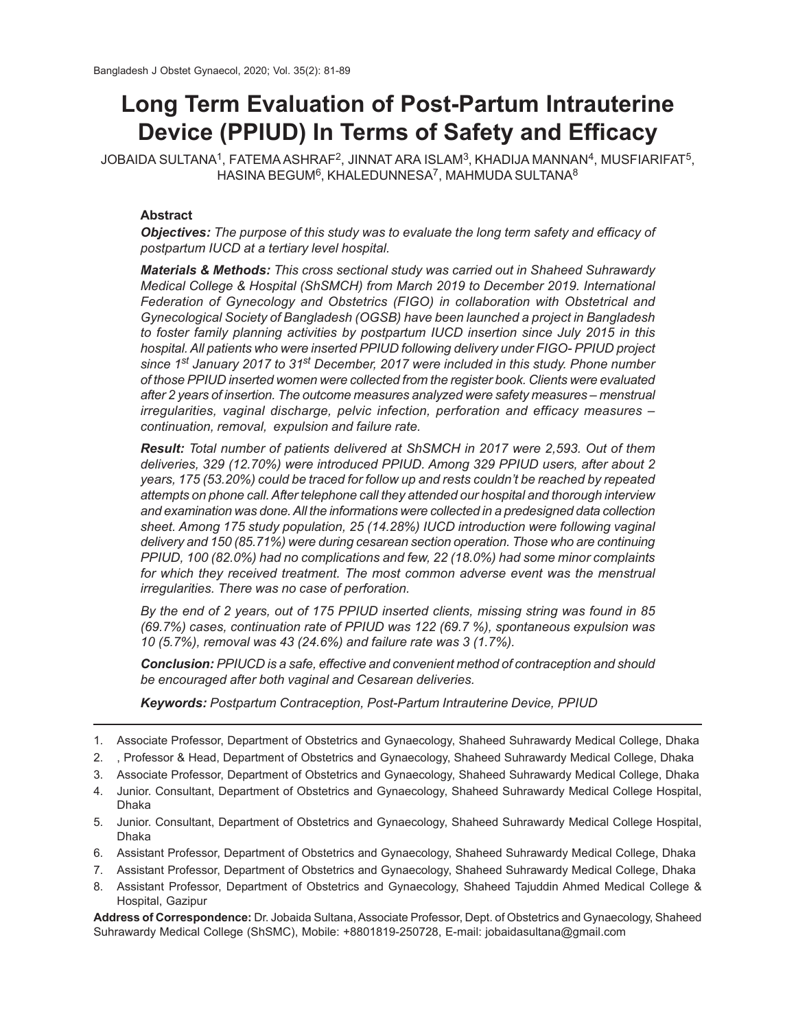# Long Term Evaluation of Post-Partum Intrauterine Device (PPIUD) In Terms of Safety and Efficacy

JOBAIDA SULTANA[1], FATEMA ASHRAF[2], JINNAT ARA ISLAM[3], KHADIJA MANNAN[4], MUSFIARIFAT[5], HASINA BEGUM[6], KHALEDUNNESA[7], MAHMUDA SULTANA[8]

### Abstract

***Objectives:*** *The purpose of this study was to evaluate the long term safety and efficacy of postpartum IUCD at a tertiary level hospital.*

***Materials & Methods:*** *This cross sectional study was carried out in Shaheed Suhrawardy Medical College & Hospital (ShSMCH) from March 2019 to December 2019. International Federation of Gynecology and Obstetrics (FIGO) in collaboration with Obstetrical and Gynecological Society of Bangladesh (OGSB) have been launched a project in Bangladesh to foster family planning activities by postpartum IUCD insertion since July 2015 in this hospital. All patients who were inserted PPIUD following delivery under FIGO- PPIUD project since 1st January 2017 to 31st December, 2017 were included in this study. Phone number of those PPIUD inserted women were collected from the register book. Clients were evaluated after 2 years of insertion. The outcome measures analyzed were safety measures – menstrual irregularities, vaginal discharge, pelvic infection, perforation and efficacy measures – continuation, removal, expulsion and failure rate.*

***Result:*** *Total number of patients delivered at ShSMCH in 2017 were 2,593. Out of them deliveries, 329 (12.70%) were introduced PPIUD. Among 329 PPIUD users, after about 2 years, 175 (53.20%) could be traced for follow up and rests couldn't be reached by repeated attempts on phone call. After telephone call they attended our hospital and thorough interview and examination was done. All the informations were collected in a predesigned data collection sheet. Among 175 study population, 25 (14.28%) IUCD introduction were following vaginal delivery and 150 (85.71%) were during cesarean section operation. Those who are continuing PPIUD, 100 (82.0%) had no complications and few, 22 (18.0%) had some minor complaints for which they received treatment. The most common adverse event was the menstrual irregularities. There was no case of perforation.*

*By the end of 2 years, out of 175 PPIUD inserted clients, missing string was found in 85 (69.7%) cases, continuation rate of PPIUD was 122 (69.7 %), spontaneous expulsion was 10 (5.7%), removal was 43 (24.6%) and failure rate was 3 (1.7%).*

***Conclusion:*** *PPIUCD is a safe, effective and convenient method of contraception and should be encouraged after both vaginal and Cesarean deliveries.*

***Keywords:*** *Postpartum Contraception, Post-Partum Intrauterine Device, PPIUD*

---

1. Associate Professor, Department of Obstetrics and Gynaecology, Shaheed Suhrawardy Medical College, Dhaka
2. , Professor & Head, Department of Obstetrics and Gynaecology, Shaheed Suhrawardy Medical College, Dhaka
3. Associate Professor, Department of Obstetrics and Gynaecology, Shaheed Suhrawardy Medical College, Dhaka
4. Junior. Consultant, Department of Obstetrics and Gynaecology, Shaheed Suhrawardy Medical College Hospital, Dhaka
5. Junior. Consultant, Department of Obstetrics and Gynaecology, Shaheed Suhrawardy Medical College Hospital, Dhaka
6. Assistant Professor, Department of Obstetrics and Gynaecology, Shaheed Suhrawardy Medical College, Dhaka
7. Assistant Professor, Department of Obstetrics and Gynaecology, Shaheed Suhrawardy Medical College, Dhaka
8. Assistant Professor, Department of Obstetrics and Gynaecology, Shaheed Tajuddin Ahmed Medical College & Hospital, Gazipur

**Address of Correspondence:** Dr. Jobaida Sultana, Associate Professor, Dept. of Obstetrics and Gynaecology, Shaheed Suhrawardy Medical College (ShSMC), Mobile: +8801819-250728, E-mail: jobaidasultana@gmail.com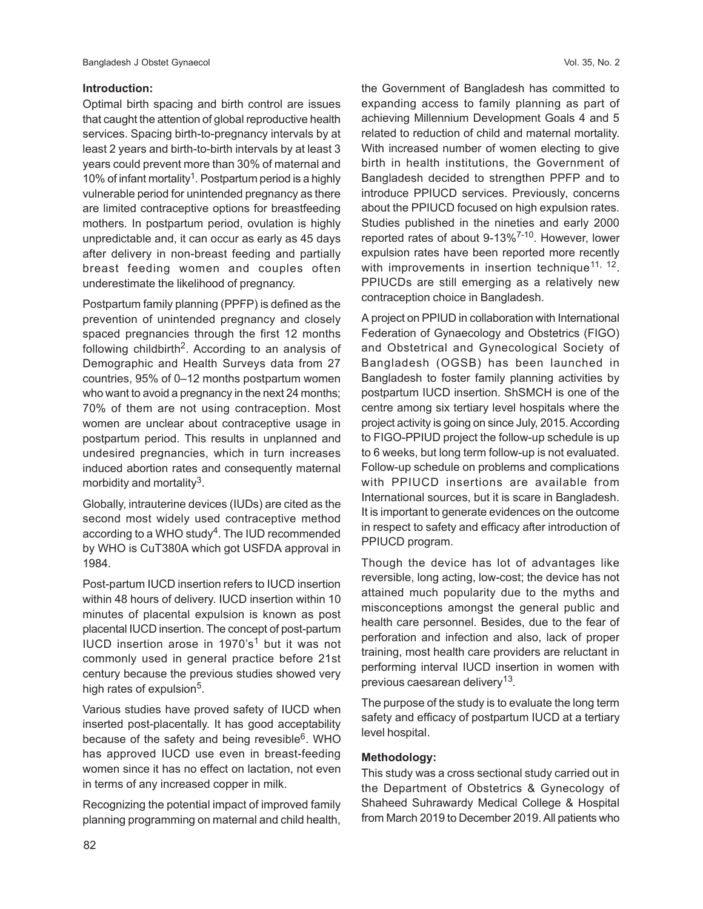## Introduction:

Optimal birth spacing and birth control are issues that caught the attention of global reproductive health services. Spacing birth-to-pregnancy intervals by at least 2 years and birth-to-birth intervals by at least 3 years could prevent more than 30% of maternal and 10% of infant mortality[1]. Postpartum period is a highly vulnerable period for unintended pregnancy as there are limited contraceptive options for breastfeeding mothers. In postpartum period, ovulation is highly unpredictable and, it can occur as early as 45 days after delivery in non-breast feeding and partially breast feeding women and couples often underestimate the likelihood of pregnancy.

Postpartum family planning (PPFP) is defined as the prevention of unintended pregnancy and closely spaced pregnancies through the first 12 months following childbirth[2]. According to an analysis of Demographic and Health Surveys data from 27 countries, 95% of 0–12 months postpartum women who want to avoid a pregnancy in the next 24 months; 70% of them are not using contraception. Most women are unclear about contraceptive usage in postpartum period. This results in unplanned and undesired pregnancies, which in turn increases induced abortion rates and consequently maternal morbidity and mortality[3].

Globally, intrauterine devices (IUDs) are cited as the second most widely used contraceptive method according to a WHO study[4]. The IUD recommended by WHO is CuT380A which got USFDA approval in 1984.

Post-partum IUCD insertion refers to IUCD insertion within 48 hours of delivery. IUCD insertion within 10 minutes of placental expulsion is known as post placental IUCD insertion. The concept of post-partum IUCD insertion arose in 1970's[1] but it was not commonly used in general practice before 21st century because the previous studies showed very high rates of expulsion[5].

Various studies have proved safety of IUCD when inserted post-placentally. It has good acceptability because of the safety and being revesible[6]. WHO has approved IUCD use even in breast-feeding women since it has no effect on lactation, not even in terms of any increased copper in milk.

Recognizing the potential impact of improved family planning programming on maternal and child health, the Government of Bangladesh has committed to expanding access to family planning as part of achieving Millennium Development Goals 4 and 5 related to reduction of child and maternal mortality. With increased number of women electing to give birth in health institutions, the Government of Bangladesh decided to strengthen PPFP and to introduce PPIUCD services. Previously, concerns about the PPIUCD focused on high expulsion rates. Studies published in the nineties and early 2000 reported rates of about 9-13%[7-10]. However, lower expulsion rates have been reported more recently with improvements in insertion technique[11, 12]. PPIUCDs are still emerging as a relatively new contraception choice in Bangladesh.

A project on PPIUD in collaboration with International Federation of Gynaecology and Obstetrics (FIGO) and Obstetrical and Gynecological Society of Bangladesh (OGSB) has been launched in Bangladesh to foster family planning activities by postpartum IUCD insertion. ShSMCH is one of the centre among six tertiary level hospitals where the project activity is going on since July, 2015. According to FIGO-PPIUD project the follow-up schedule is up to 6 weeks, but long term follow-up is not evaluated. Follow-up schedule on problems and complications with PPIUCD insertions are available from International sources, but it is scare in Bangladesh. It is important to generate evidences on the outcome in respect to safety and efficacy after introduction of PPIUCD program.

Though the device has lot of advantages like reversible, long acting, low-cost; the device has not attained much popularity due to the myths and misconceptions amongst the general public and health care personnel. Besides, due to the fear of perforation and infection and also, lack of proper training, most health care providers are reluctant in performing interval IUCD insertion in women with previous caesarean delivery[13].

The purpose of the study is to evaluate the long term safety and efficacy of postpartum IUCD at a tertiary level hospital.

## Methodology:

This study was a cross sectional study carried out in the Department of Obstetrics & Gynecology of Shaheed Suhrawardy Medical College & Hospital from March 2019 to December 2019. All patients who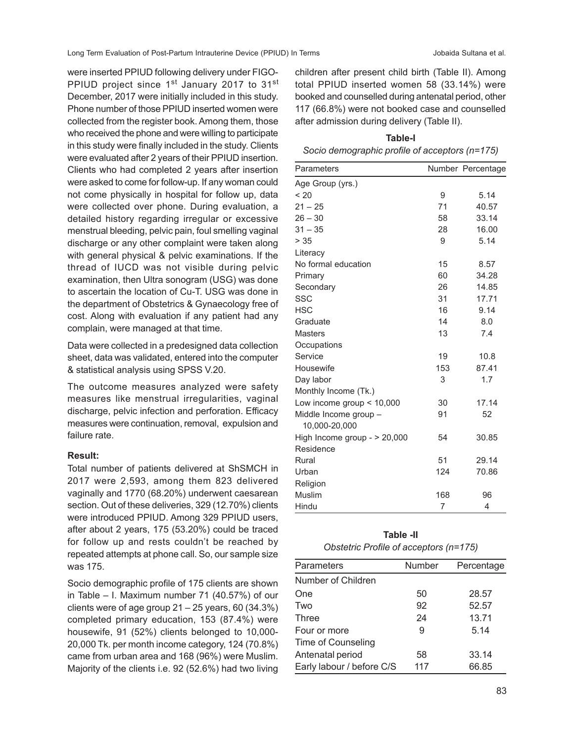were inserted PPIUD following delivery under FIGO-PPIUD project since 1st January 2017 to 31st December, 2017 were initially included in this study. Phone number of those PPIUD inserted women were collected from the register book. Among them, those who received the phone and were willing to participate in this study were finally included in the study. Clients were evaluated after 2 years of their PPIUD insertion. Clients who had completed 2 years after insertion were asked to come for follow-up. If any woman could not come physically in hospital for follow up, data were collected over phone. During evaluation, a detailed history regarding irregular or excessive menstrual bleeding, pelvic pain, foul smelling vaginal discharge or any other complaint were taken along with general physical & pelvic examinations. If the thread of IUCD was not visible during pelvic examination, then Ultra sonogram (USG) was done to ascertain the location of Cu-T. USG was done in the department of Obstetrics & Gynaecology free of cost. Along with evaluation if any patient had any complain, were managed at that time.

Data were collected in a predesigned data collection sheet, data was validated, entered into the computer & statistical analysis using SPSS V.20.

The outcome measures analyzed were safety measures like menstrual irregularities, vaginal discharge, pelvic infection and perforation. Efficacy measures were continuation, removal, expulsion and failure rate.

### Result:

Total number of patients delivered at ShSMCH in 2017 were 2,593, among them 823 delivered vaginally and 1770 (68.20%) underwent caesarean section. Out of these deliveries, 329 (12.70%) clients were introduced PPIUD. Among 329 PPIUD users, after about 2 years, 175 (53.20%) could be traced for follow up and rests couldn't be reached by repeated attempts at phone call. So, our sample size was 175.

Socio demographic profile of 175 clients are shown in Table – I. Maximum number 71 (40.57%) of our clients were of age group 21 – 25 years, 60 (34.3%) completed primary education, 153 (87.4%) were housewife, 91 (52%) clients belonged to 10,000-20,000 Tk. per month income category, 124 (70.8%) came from urban area and 168 (96%) were Muslim. Majority of the clients i.e. 92 (52.6%) had two living children after present child birth (Table II). Among total PPIUD inserted women 58 (33.14%) were booked and counselled during antenatal period, other 117 (66.8%) were not booked case and counselled after admission during delivery (Table II).

**Table-I**

*Socio demographic profile of acceptors (n=175)*

| Parameters | Number | Percentage |
|---|---|---|
| Age Group (yrs.) | | |
| < 20 | 9 | 5.14 |
| 21 – 25 | 71 | 40.57 |
| 26 – 30 | 58 | 33.14 |
| 31 – 35 | 28 | 16.00 |
| > 35 | 9 | 5.14 |
| Literacy | | |
| No formal education | 15 | 8.57 |
| Primary | 60 | 34.28 |
| Secondary | 26 | 14.85 |
| SSC | 31 | 17.71 |
| HSC | 16 | 9.14 |
| Graduate | 14 | 8.0 |
| Masters | 13 | 7.4 |
| Occupations | | |
| Service | 19 | 10.8 |
| Housewife | 153 | 87.41 |
| Day labor | 3 | 1.7 |
| Monthly Income (Tk.) | | |
| Low income group < 10,000 | 30 | 17.14 |
| Middle Income group – 10,000-20,000 | 91 | 52 |
| High Income group - > 20,000 | 54 | 30.85 |
| Residence | | |
| Rural | 51 | 29.14 |
| Urban | 124 | 70.86 |
| Religion | | |
| Muslim | 168 | 96 |
| Hindu | 7 | 4 |

**Table -II**

*Obstetric Profile of acceptors (n=175)*

| Parameters | Number | Percentage |
|---|---|---|
| Number of Children | | |
| One | 50 | 28.57 |
| Two | 92 | 52.57 |
| Three | 24 | 13.71 |
| Four or more | 9 | 5.14 |
| Time of Counseling | | |
| Antenatal period | 58 | 33.14 |
| Early labour / before C/S | 117 | 66.85 |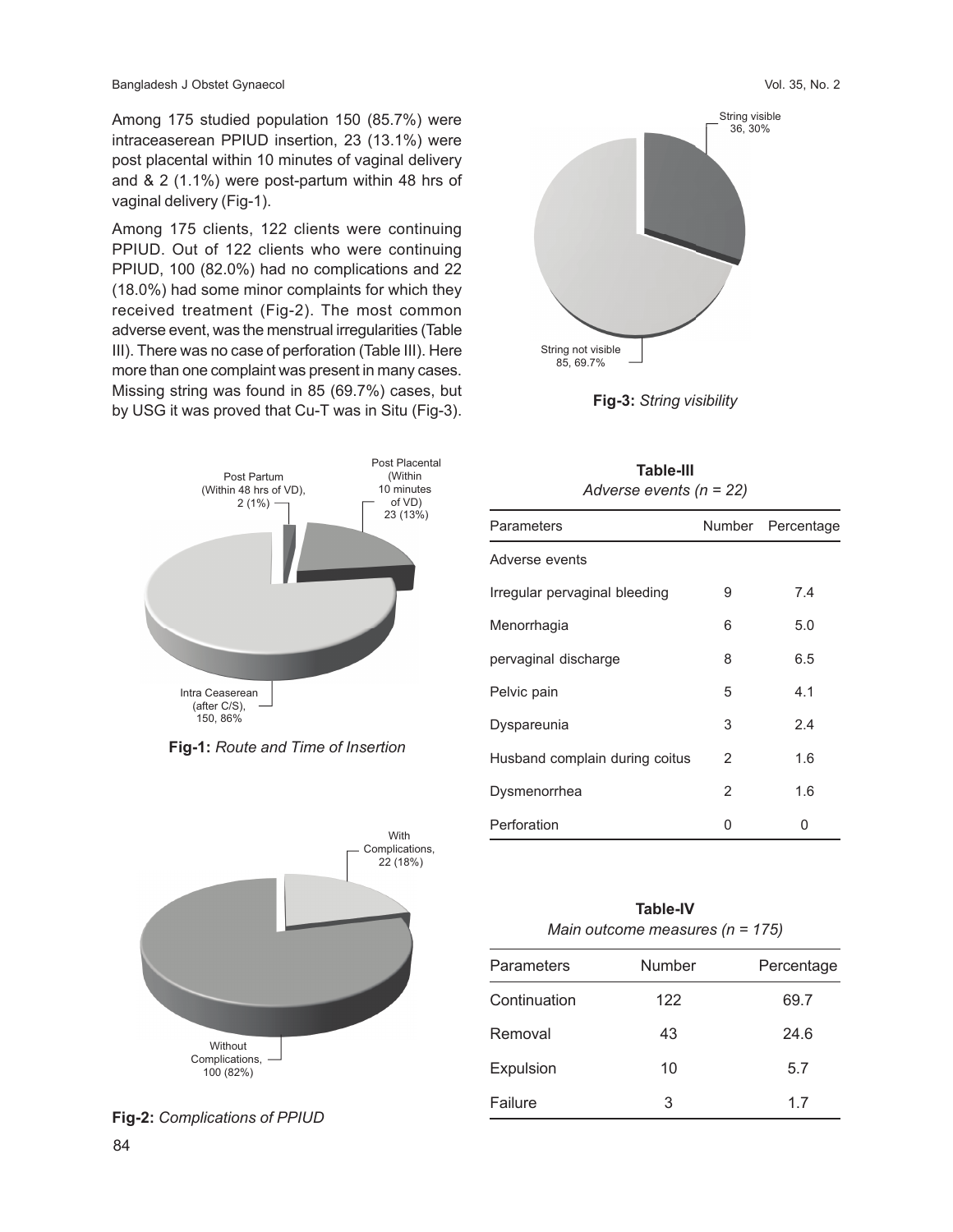Among 175 studied population 150 (85.7%) were intraceaserean PPIUD insertion, 23 (13.1%) were post placental within 10 minutes of vaginal delivery and & 2 (1.1%) were post-partum within 48 hrs of vaginal delivery (Fig-1).

Among 175 clients, 122 clients were continuing PPIUD. Out of 122 clients who were continuing PPIUD, 100 (82.0%) had no complications and 22 (18.0%) had some minor complaints for which they received treatment (Fig-2). The most common adverse event, was the menstrual irregularities (Table III). There was no case of perforation (Table III). Here more than one complaint was present in many cases. Missing string was found in 85 (69.7%) cases, but by USG it was proved that Cu-T was in Situ (Fig-3).

Post Partum (Within 48 hrs of VD), 2 (1%)
Post Placental (Within 10 minutes of VD) 23 (13%)
Intra Ceaserean (after C/S), 150, 86%

**Fig-1:** *Route and Time of Insertion*

With Complications, 22 (18%)
Without Complications, 100 (82%)

**Fig-2:** *Complications of PPIUD*

String visible 36, 30%
String not visible 85, 69.7%

**Fig-3:** *String visibility*

**Table-III**
*Adverse events (n = 22)*

| Parameters | Number | Percentage |
|---|---|---|
| Adverse events | | |
| Irregular pervaginal bleeding | 9 | 7.4 |
| Menorrhagia | 6 | 5.0 |
| pervaginal discharge | 8 | 6.5 |
| Pelvic pain | 5 | 4.1 |
| Dyspareunia | 3 | 2.4 |
| Husband complain during coitus | 2 | 1.6 |
| Dysmenorrhea | 2 | 1.6 |
| Perforation | 0 | 0 |

**Table-IV**
*Main outcome measures (n = 175)*

| Parameters | Number | Percentage |
|---|---|---|
| Continuation | 122 | 69.7 |
| Removal | 43 | 24.6 |
| Expulsion | 10 | 5.7 |
| Failure | 3 | 1.7 |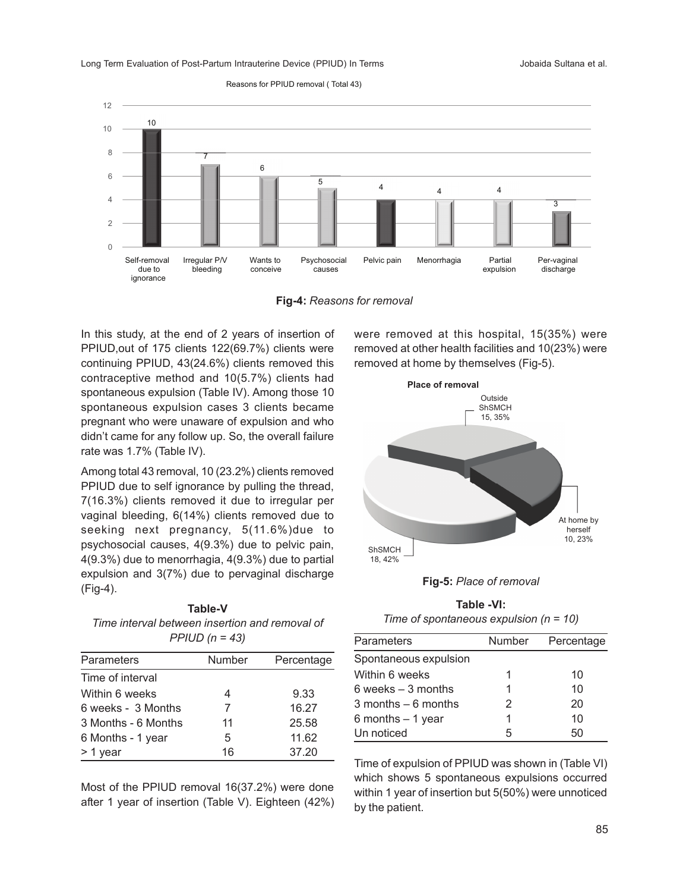Reasons for PPIUD removal ( Total 43)

**Fig-4:** *Reasons for removal*

In this study, at the end of 2 years of insertion of PPIUD,out of 175 clients 122(69.7%) clients were continuing PPIUD, 43(24.6%) clients removed this contraceptive method and 10(5.7%) clients had spontaneous expulsion (Table IV). Among those 10 spontaneous expulsion cases 3 clients became pregnant who were unaware of expulsion and who didn't came for any follow up. So, the overall failure rate was 1.7% (Table IV).

Among total 43 removal, 10 (23.2%) clients removed PPIUD due to self ignorance by pulling the thread, 7(16.3%) clients removed it due to irregular per vaginal bleeding, 6(14%) clients removed due to seeking next pregnancy, 5(11.6%)due to psychosocial causes, 4(9.3%) due to pelvic pain, 4(9.3%) due to menorrhagia, 4(9.3%) due to partial expulsion and 3(7%) due to pervaginal discharge (Fig-4).

**Table-V**

*Time interval between insertion and removal of PPIUD (n = 43)*

| Parameters | Number | Percentage |
|---|---|---|
| Time of interval | | |
| Within 6 weeks | 4 | 9.33 |
| 6 weeks - 3 Months | 7 | 16.27 |
| 3 Months - 6 Months | 11 | 25.58 |
| 6 Months - 1 year | 5 | 11.62 |
| > 1 year | 16 | 37.20 |

Most of the PPIUD removal 16(37.2%) were done after 1 year of insertion (Table V). Eighteen (42%) were removed at this hospital, 15(35%) were removed at other health facilities and 10(23%) were removed at home by themselves (Fig-5).

**Place of removal**

**Fig-5:** *Place of removal*

**Table -VI:**

*Time of spontaneous expulsion (n = 10)*

| Parameters | Number | Percentage |
|---|---|---|
| Spontaneous expulsion | | |
| Within 6 weeks | 1 | 10 |
| 6 weeks – 3 months | 1 | 10 |
| 3 months – 6 months | 2 | 20 |
| 6 months – 1 year | 1 | 10 |
| Un noticed | 5 | 50 |

Time of expulsion of PPIUD was shown in (Table VI) which shows 5 spontaneous expulsions occurred within 1 year of insertion but 5(50%) were unnoticed by the patient.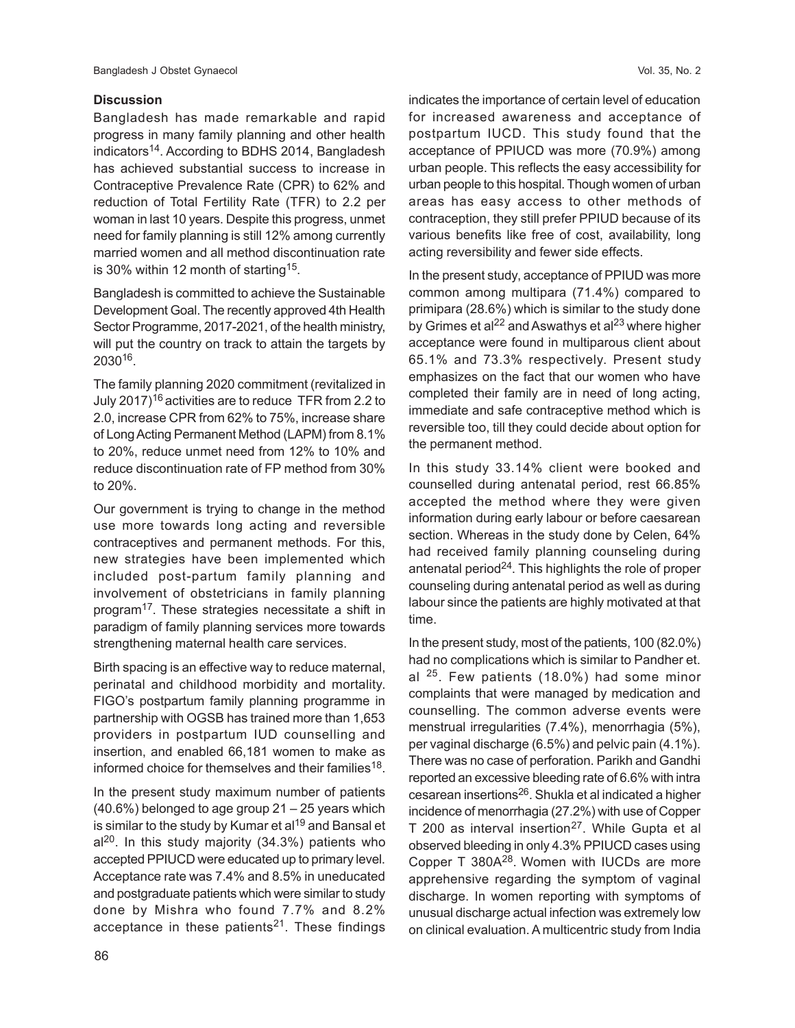## Discussion

Bangladesh has made remarkable and rapid progress in many family planning and other health indicators[14]. According to BDHS 2014, Bangladesh has achieved substantial success to increase in Contraceptive Prevalence Rate (CPR) to 62% and reduction of Total Fertility Rate (TFR) to 2.2 per woman in last 10 years. Despite this progress, unmet need for family planning is still 12% among currently married women and all method discontinuation rate is 30% within 12 month of starting[15].

Bangladesh is committed to achieve the Sustainable Development Goal. The recently approved 4th Health Sector Programme, 2017-2021, of the health ministry, will put the country on track to attain the targets by 2030[16].

The family planning 2020 commitment (revitalized in July 2017)[16] activities are to reduce TFR from 2.2 to 2.0, increase CPR from 62% to 75%, increase share of Long Acting Permanent Method (LAPM) from 8.1% to 20%, reduce unmet need from 12% to 10% and reduce discontinuation rate of FP method from 30% to 20%.

Our government is trying to change in the method use more towards long acting and reversible contraceptives and permanent methods. For this, new strategies have been implemented which included post-partum family planning and involvement of obstetricians in family planning program[17]. These strategies necessitate a shift in paradigm of family planning services more towards strengthening maternal health care services.

Birth spacing is an effective way to reduce maternal, perinatal and childhood morbidity and mortality. FIGO's postpartum family planning programme in partnership with OGSB has trained more than 1,653 providers in postpartum IUD counselling and insertion, and enabled 66,181 women to make as informed choice for themselves and their families[18].

In the present study maximum number of patients (40.6%) belonged to age group 21 – 25 years which is similar to the study by Kumar et al[19] and Bansal et al[20]. In this study majority (34.3%) patients who accepted PPIUCD were educated up to primary level. Acceptance rate was 7.4% and 8.5% in uneducated and postgraduate patients which were similar to study done by Mishra who found 7.7% and 8.2% acceptance in these patients[21]. These findings indicates the importance of certain level of education for increased awareness and acceptance of postpartum IUCD. This study found that the acceptance of PPIUCD was more (70.9%) among urban people. This reflects the easy accessibility for urban people to this hospital. Though women of urban areas has easy access to other methods of contraception, they still prefer PPIUD because of its various benefits like free of cost, availability, long acting reversibility and fewer side effects.

In the present study, acceptance of PPIUD was more common among multipara (71.4%) compared to primipara (28.6%) which is similar to the study done by Grimes et al[22] and Aswathys et al[23] where higher acceptance were found in multiparous client about 65.1% and 73.3% respectively. Present study emphasizes on the fact that our women who have completed their family are in need of long acting, immediate and safe contraceptive method which is reversible too, till they could decide about option for the permanent method.

In this study 33.14% client were booked and counselled during antenatal period, rest 66.85% accepted the method where they were given information during early labour or before caesarean section. Whereas in the study done by Celen, 64% had received family planning counseling during antenatal period[24]. This highlights the role of proper counseling during antenatal period as well as during labour since the patients are highly motivated at that time.

In the present study, most of the patients, 100 (82.0%) had no complications which is similar to Pandher et. al [25]. Few patients (18.0%) had some minor complaints that were managed by medication and counselling. The common adverse events were menstrual irregularities (7.4%), menorrhagia (5%), per vaginal discharge (6.5%) and pelvic pain (4.1%). There was no case of perforation. Parikh and Gandhi reported an excessive bleeding rate of 6.6% with intra cesarean insertions[26]. Shukla et al indicated a higher incidence of menorrhagia (27.2%) with use of Copper T 200 as interval insertion[27]. While Gupta et al observed bleeding in only 4.3% PPIUCD cases using Copper T 380A[28]. Women with IUCDs are more apprehensive regarding the symptom of vaginal discharge. In women reporting with symptoms of unusual discharge actual infection was extremely low on clinical evaluation. A multicentric study from India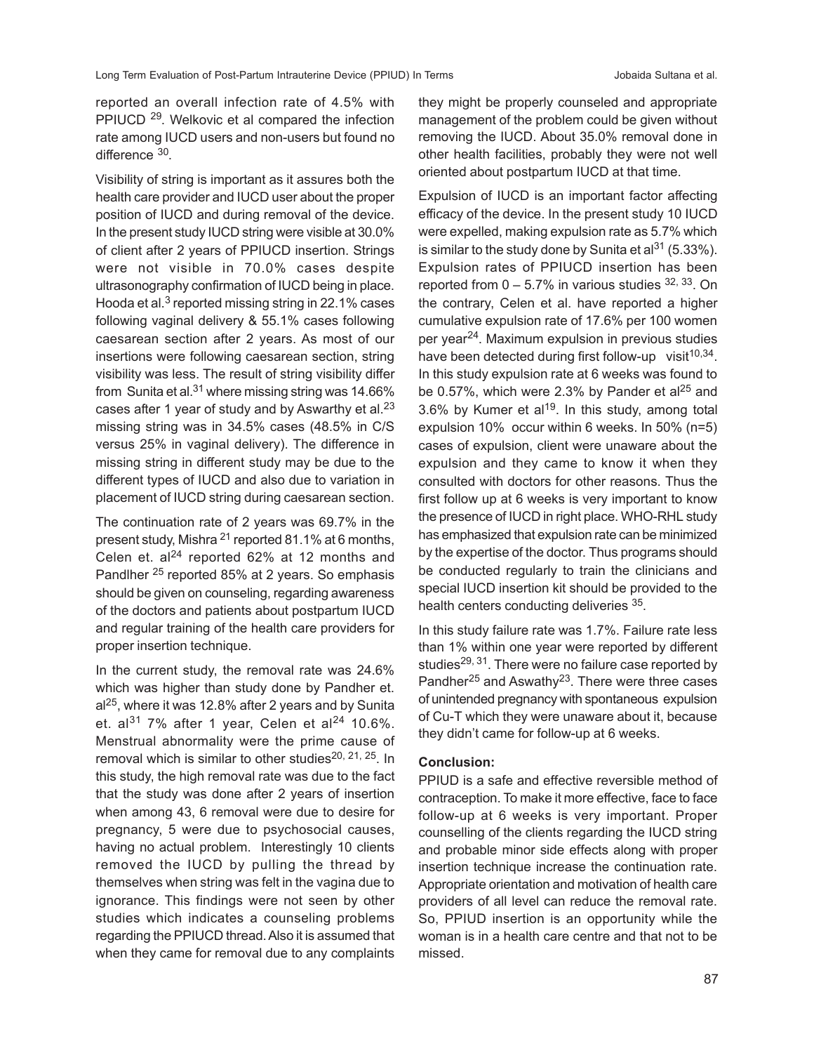reported an overall infection rate of 4.5% with PPIUCD [29]. Welkovic et al compared the infection rate among IUCD users and non-users but found no difference [30].

Visibility of string is important as it assures both the health care provider and IUCD user about the proper position of IUCD and during removal of the device. In the present study IUCD string were visible at 30.0% of client after 2 years of PPIUCD insertion. Strings were not visible in 70.0% cases despite ultrasonography confirmation of IUCD being in place. Hooda et al.[3] reported missing string in 22.1% cases following vaginal delivery & 55.1% cases following caesarean section after 2 years. As most of our insertions were following caesarean section, string visibility was less. The result of string visibility differ from Sunita et al.[31] where missing string was 14.66% cases after 1 year of study and by Aswarthy et al.[23] missing string was in 34.5% cases (48.5% in C/S versus 25% in vaginal delivery). The difference in missing string in different study may be due to the different types of IUCD and also due to variation in placement of IUCD string during caesarean section.

The continuation rate of 2 years was 69.7% in the present study, Mishra [21] reported 81.1% at 6 months, Celen et. al[24] reported 62% at 12 months and Pandlher [25] reported 85% at 2 years. So emphasis should be given on counseling, regarding awareness of the doctors and patients about postpartum IUCD and regular training of the health care providers for proper insertion technique.

In the current study, the removal rate was 24.6% which was higher than study done by Pandher et. al[25], where it was 12.8% after 2 years and by Sunita et. al[31] 7% after 1 year, Celen et al[24] 10.6%. Menstrual abnormality were the prime cause of removal which is similar to other studies[20, 21, 25]. In this study, the high removal rate was due to the fact that the study was done after 2 years of insertion when among 43, 6 removal were due to desire for pregnancy, 5 were due to psychosocial causes, having no actual problem. Interestingly 10 clients removed the IUCD by pulling the thread by themselves when string was felt in the vagina due to ignorance. This findings were not seen by other studies which indicates a counseling problems regarding the PPIUCD thread. Also it is assumed that when they came for removal due to any complaints they might be properly counseled and appropriate management of the problem could be given without removing the IUCD. About 35.0% removal done in other health facilities, probably they were not well oriented about postpartum IUCD at that time.

Expulsion of IUCD is an important factor affecting efficacy of the device. In the present study 10 IUCD were expelled, making expulsion rate as 5.7% which is similar to the study done by Sunita et al[31] (5.33%). Expulsion rates of PPIUCD insertion has been reported from 0 – 5.7% in various studies [32, 33]. On the contrary, Celen et al. have reported a higher cumulative expulsion rate of 17.6% per 100 women per year[24]. Maximum expulsion in previous studies have been detected during first follow-up visit[10,34]. In this study expulsion rate at 6 weeks was found to be 0.57%, which were 2.3% by Pander et al[25] and 3.6% by Kumer et al[19]. In this study, among total expulsion 10% occur within 6 weeks. In 50% (n=5) cases of expulsion, client were unaware about the expulsion and they came to know it when they consulted with doctors for other reasons. Thus the first follow up at 6 weeks is very important to know the presence of IUCD in right place. WHO-RHL study has emphasized that expulsion rate can be minimized by the expertise of the doctor. Thus programs should be conducted regularly to train the clinicians and special IUCD insertion kit should be provided to the health centers conducting deliveries [35].

In this study failure rate was 1.7%. Failure rate less than 1% within one year were reported by different studies[29, 31]. There were no failure case reported by Pandher[25] and Aswathy[23]. There were three cases of unintended pregnancy with spontaneous expulsion of Cu-T which they were unaware about it, because they didn't came for follow-up at 6 weeks.

**Conclusion:**

PPIUD is a safe and effective reversible method of contraception. To make it more effective, face to face follow-up at 6 weeks is very important. Proper counselling of the clients regarding the IUCD string and probable minor side effects along with proper insertion technique increase the continuation rate. Appropriate orientation and motivation of health care providers of all level can reduce the removal rate. So, PPIUD insertion is an opportunity while the woman is in a health care centre and that not to be missed.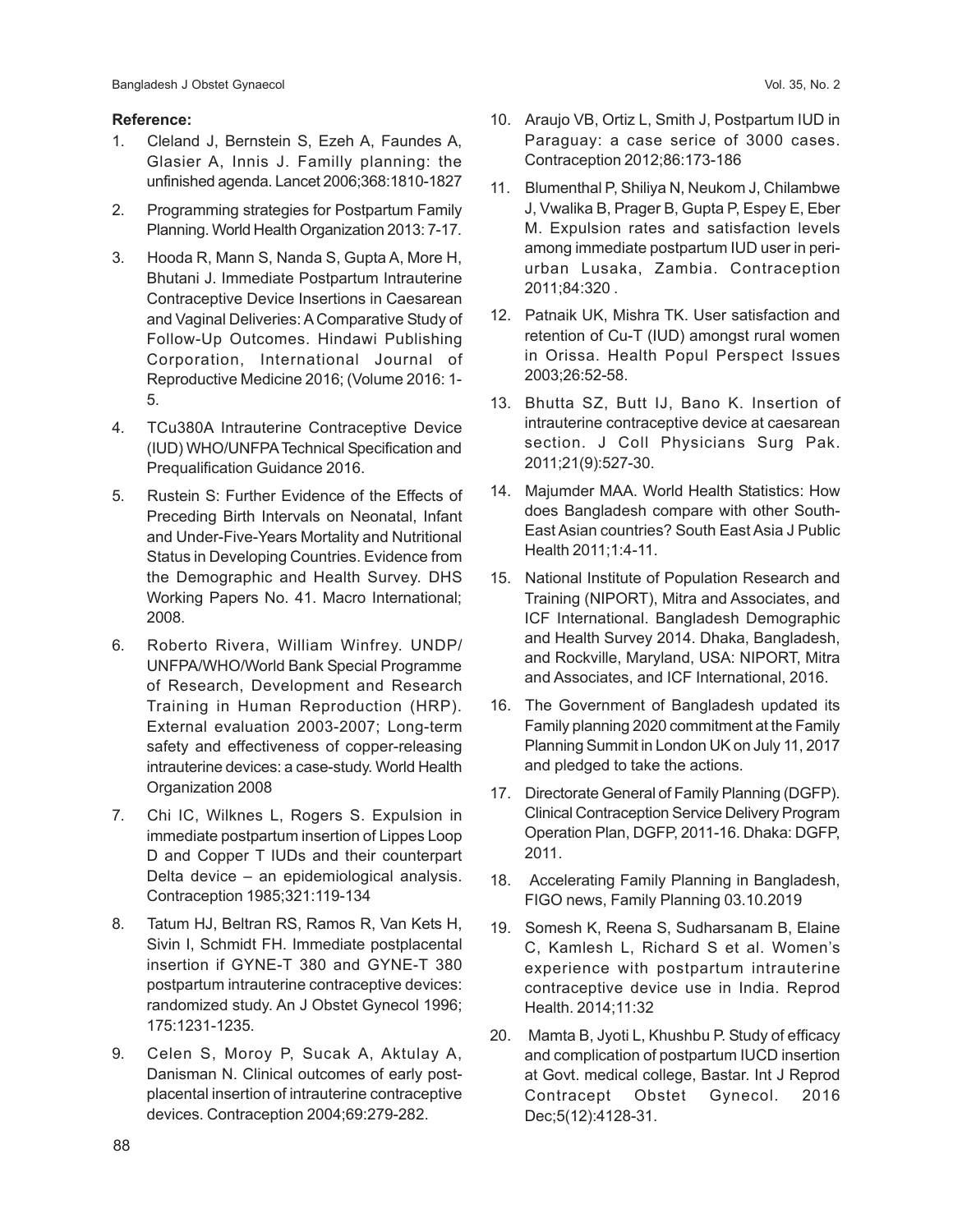**Reference:**

1. Cleland J, Bernstein S, Ezeh A, Faundes A, Glasier A, Innis J. Familly planning: the unfinished agenda. Lancet 2006;368:1810-1827
2. Programming strategies for Postpartum Family Planning. World Health Organization 2013: 7-17.
3. Hooda R, Mann S, Nanda S, Gupta A, More H, Bhutani J. Immediate Postpartum Intrauterine Contraceptive Device Insertions in Caesarean and Vaginal Deliveries: A Comparative Study of Follow-Up Outcomes. Hindawi Publishing Corporation, International Journal of Reproductive Medicine 2016; (Volume 2016: 1-5.
4. TCu380A Intrauterine Contraceptive Device (IUD) WHO/UNFPA Technical Specification and Prequalification Guidance 2016.
5. Rustein S: Further Evidence of the Effects of Preceding Birth Intervals on Neonatal, Infant and Under-Five-Years Mortality and Nutritional Status in Developing Countries. Evidence from the Demographic and Health Survey. DHS Working Papers No. 41. Macro International; 2008.
6. Roberto Rivera, William Winfrey. UNDP/ UNFPA/WHO/World Bank Special Programme of Research, Development and Research Training in Human Reproduction (HRP). External evaluation 2003-2007; Long-term safety and effectiveness of copper-releasing intrauterine devices: a case-study. World Health Organization 2008
7. Chi IC, Wilknes L, Rogers S. Expulsion in immediate postpartum insertion of Lippes Loop D and Copper T IUDs and their counterpart Delta device – an epidemiological analysis. Contraception 1985;321:119-134
8. Tatum HJ, Beltran RS, Ramos R, Van Kets H, Sivin I, Schmidt FH. Immediate postplacental insertion if GYNE-T 380 and GYNE-T 380 postpartum intrauterine contraceptive devices: randomized study. An J Obstet Gynecol 1996; 175:1231-1235.
9. Celen S, Moroy P, Sucak A, Aktulay A, Danisman N. Clinical outcomes of early post-placental insertion of intrauterine contraceptive devices. Contraception 2004;69:279-282.
10. Araujo VB, Ortiz L, Smith J, Postpartum IUD in Paraguay: a case serice of 3000 cases. Contraception 2012;86:173-186
11. Blumenthal P, Shiliya N, Neukom J, Chilambwe J, Vwalika B, Prager B, Gupta P, Espey E, Eber M. Expulsion rates and satisfaction levels among immediate postpartum IUD user in peri-urban Lusaka, Zambia. Contraception 2011;84:320 .
12. Patnaik UK, Mishra TK. User satisfaction and retention of Cu-T (IUD) amongst rural women in Orissa. Health Popul Perspect Issues 2003;26:52-58.
13. Bhutta SZ, Butt IJ, Bano K. Insertion of intrauterine contraceptive device at caesarean section. J Coll Physicians Surg Pak. 2011;21(9):527-30.
14. Majumder MAA. World Health Statistics: How does Bangladesh compare with other South-East Asian countries? South East Asia J Public Health 2011;1:4-11.
15. National Institute of Population Research and Training (NIPORT), Mitra and Associates, and ICF International. Bangladesh Demographic and Health Survey 2014. Dhaka, Bangladesh, and Rockville, Maryland, USA: NIPORT, Mitra and Associates, and ICF International, 2016.
16. The Government of Bangladesh updated its Family planning 2020 commitment at the Family Planning Summit in London UK on July 11, 2017 and pledged to take the actions.
17. Directorate General of Family Planning (DGFP). Clinical Contraception Service Delivery Program Operation Plan, DGFP, 2011-16. Dhaka: DGFP, 2011.
18. Accelerating Family Planning in Bangladesh, FIGO news, Family Planning 03.10.2019
19. Somesh K, Reena S, Sudharsanam B, Elaine C, Kamlesh L, Richard S et al. Women's experience with postpartum intrauterine contraceptive device use in India. Reprod Health. 2014;11:32
20. Mamta B, Jyoti L, Khushbu P. Study of efficacy and complication of postpartum IUCD insertion at Govt. medical college, Bastar. Int J Reprod Contracept Obstet Gynecol. 2016 Dec;5(12):4128-31.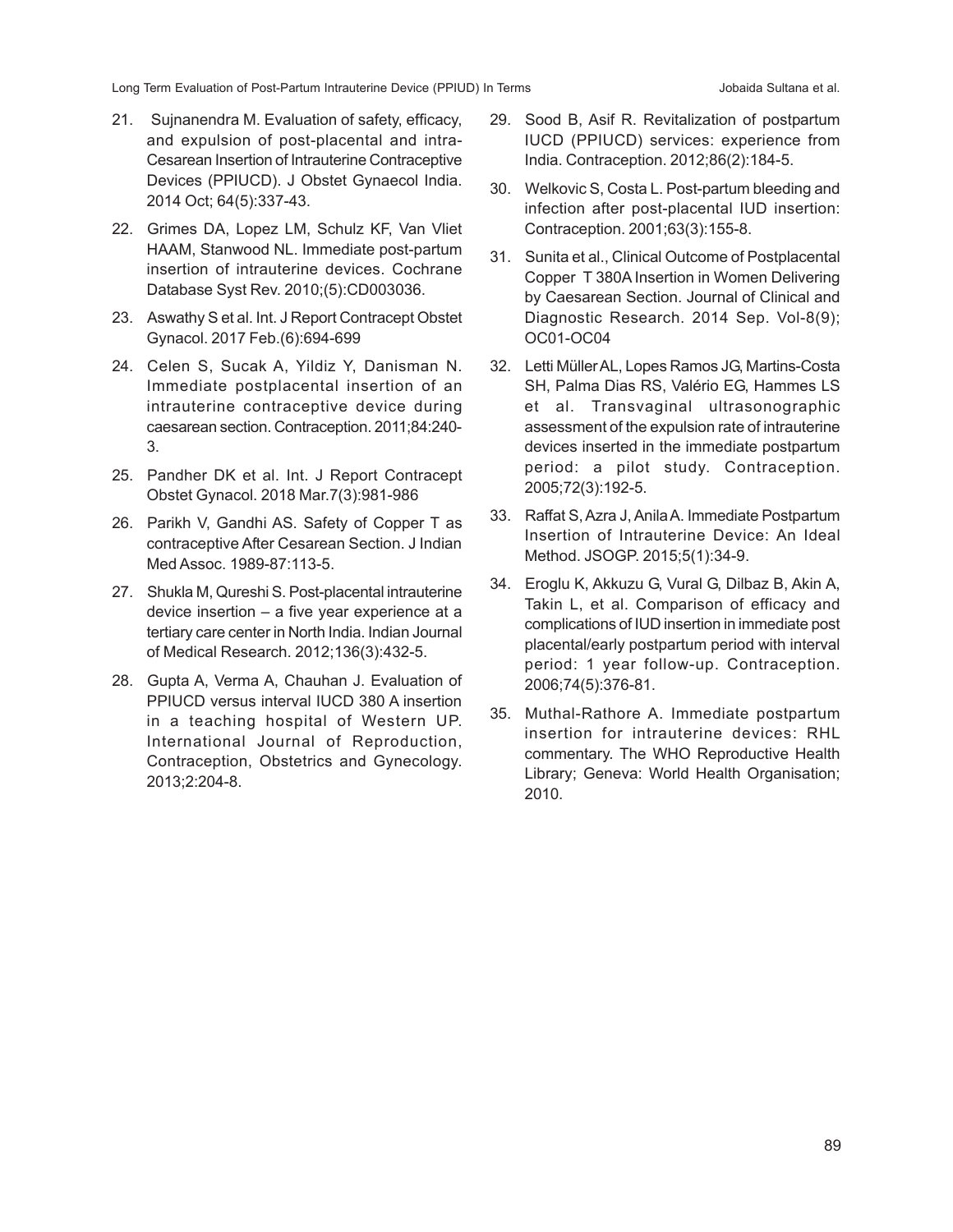21. Sujnanendra M. Evaluation of safety, efficacy, and expulsion of post-placental and intra-Cesarean Insertion of Intrauterine Contraceptive Devices (PPIUCD). J Obstet Gynaecol India. 2014 Oct; 64(5):337-43.
22. Grimes DA, Lopez LM, Schulz KF, Van Vliet HAAM, Stanwood NL. Immediate post-partum insertion of intrauterine devices. Cochrane Database Syst Rev. 2010;(5):CD003036.
23. Aswathy S et al. Int. J Report Contracept Obstet Gynacol. 2017 Feb.(6):694-699
24. Celen S, Sucak A, Yildiz Y, Danisman N. Immediate postplacental insertion of an intrauterine contraceptive device during caesarean section. Contraception. 2011;84:240-3.
25. Pandher DK et al. Int. J Report Contracept Obstet Gynacol. 2018 Mar.7(3):981-986
26. Parikh V, Gandhi AS. Safety of Copper T as contraceptive After Cesarean Section. J Indian Med Assoc. 1989-87:113-5.
27. Shukla M, Qureshi S. Post-placental intrauterine device insertion – a five year experience at a tertiary care center in North India. Indian Journal of Medical Research. 2012;136(3):432-5.
28. Gupta A, Verma A, Chauhan J. Evaluation of PPIUCD versus interval IUCD 380 A insertion in a teaching hospital of Western UP. International Journal of Reproduction, Contraception, Obstetrics and Gynecology. 2013;2:204-8.
29. Sood B, Asif R. Revitalization of postpartum IUCD (PPIUCD) services: experience from India. Contraception. 2012;86(2):184-5.
30. Welkovic S, Costa L. Post-partum bleeding and infection after post-placental IUD insertion: Contraception. 2001;63(3):155-8.
31. Sunita et al., Clinical Outcome of Postplacental Copper T 380A Insertion in Women Delivering by Caesarean Section. Journal of Clinical and Diagnostic Research. 2014 Sep. Vol-8(9); OC01-OC04
32. Letti Müller AL, Lopes Ramos JG, Martins-Costa SH, Palma Dias RS, Valério EG, Hammes LS et al. Transvaginal ultrasonographic assessment of the expulsion rate of intrauterine devices inserted in the immediate postpartum period: a pilot study. Contraception. 2005;72(3):192-5.
33. Raffat S, Azra J, Anila A. Immediate Postpartum Insertion of Intrauterine Device: An Ideal Method. JSOGP. 2015;5(1):34-9.
34. Eroglu K, Akkuzu G, Vural G, Dilbaz B, Akin A, Takin L, et al. Comparison of efficacy and complications of IUD insertion in immediate post placental/early postpartum period with interval period: 1 year follow-up. Contraception. 2006;74(5):376-81.
35. Muthal-Rathore A. Immediate postpartum insertion for intrauterine devices: RHL commentary. The WHO Reproductive Health Library; Geneva: World Health Organisation; 2010.